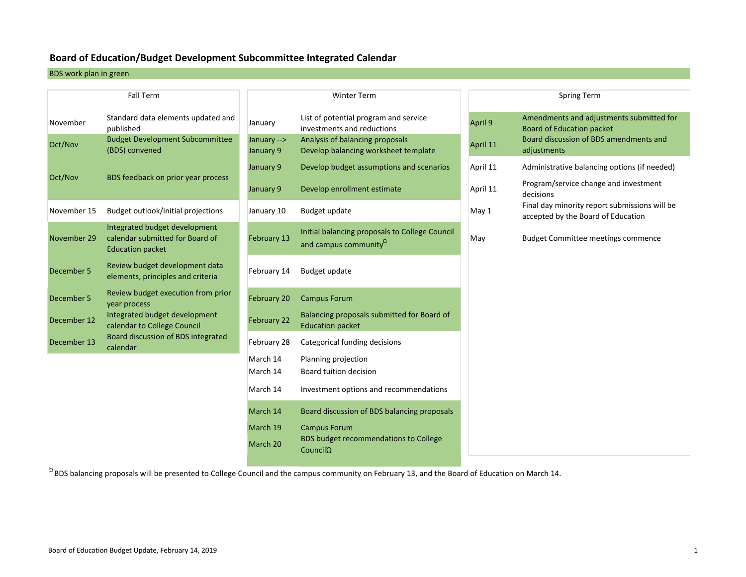# Board of Education/Budget Development Subcommittee Integrated Calendar

BDS work plan in green

## Fall Term

| Date | Item |
|---|---|
| November | Standard data elements updated and published |
| Oct/Nov | Budget Development Subcommittee (BDS) convened |
| Oct/Nov | BDS feedback on prior year process |
| November 15 | Budget outlook/initial projections |
| November 29 | Integrated budget development calendar submitted for Board of Education packet |
| December 5 | Review budget development data elements, principles and criteria |
| December 5 | Review budget execution from prior year process |
| December 12 | Integrated budget development calendar to College Council |
| December 13 | Board discussion of BDS integrated calendar |

## Winter Term

| Date | Item |
|---|---|
| January | List of potential program and service investments and reductions |
| January --> | Analysis of balancing proposals |
| January 9 | Develop balancing worksheet template |
| January 9 | Develop budget assumptions and scenarios |
| January 9 | Develop enrollment estimate |
| January 10 | Budget update |
| February 13 | Initial balancing proposals to College Council and campus community[Ω] |
| February 14 | Budget update |
| February 20 | Campus Forum |
| February 22 | Balancing proposals submitted for Board of Education packet |
| February 28 | Categorical funding decisions |
| March 14 | Planning projection |
| March 14 | Board tuition decision |
| March 14 | Investment options and recommendations |
| March 14 | Board discussion of BDS balancing proposals |
| March 19 | Campus Forum |
| March 20 | BDS budget recommendations to College CouncilΩ |

## Spring Term

| Date | Item |
|---|---|
| April 9 | Amendments and adjustments submitted for Board of Education packet |
| April 11 | Board discussion of BDS amendments and adjustments |
| April 11 | Administrative balancing options (if needed) |
| April 11 | Program/service change and investment decisions |
| May 1 | Final day minority report submissions will be accepted by the Board of Education |
| May | Budget Committee meetings commence |

[Ω] BDS balancing proposals will be presented to College Council and the campus community on February 13, and the Board of Education on March 14.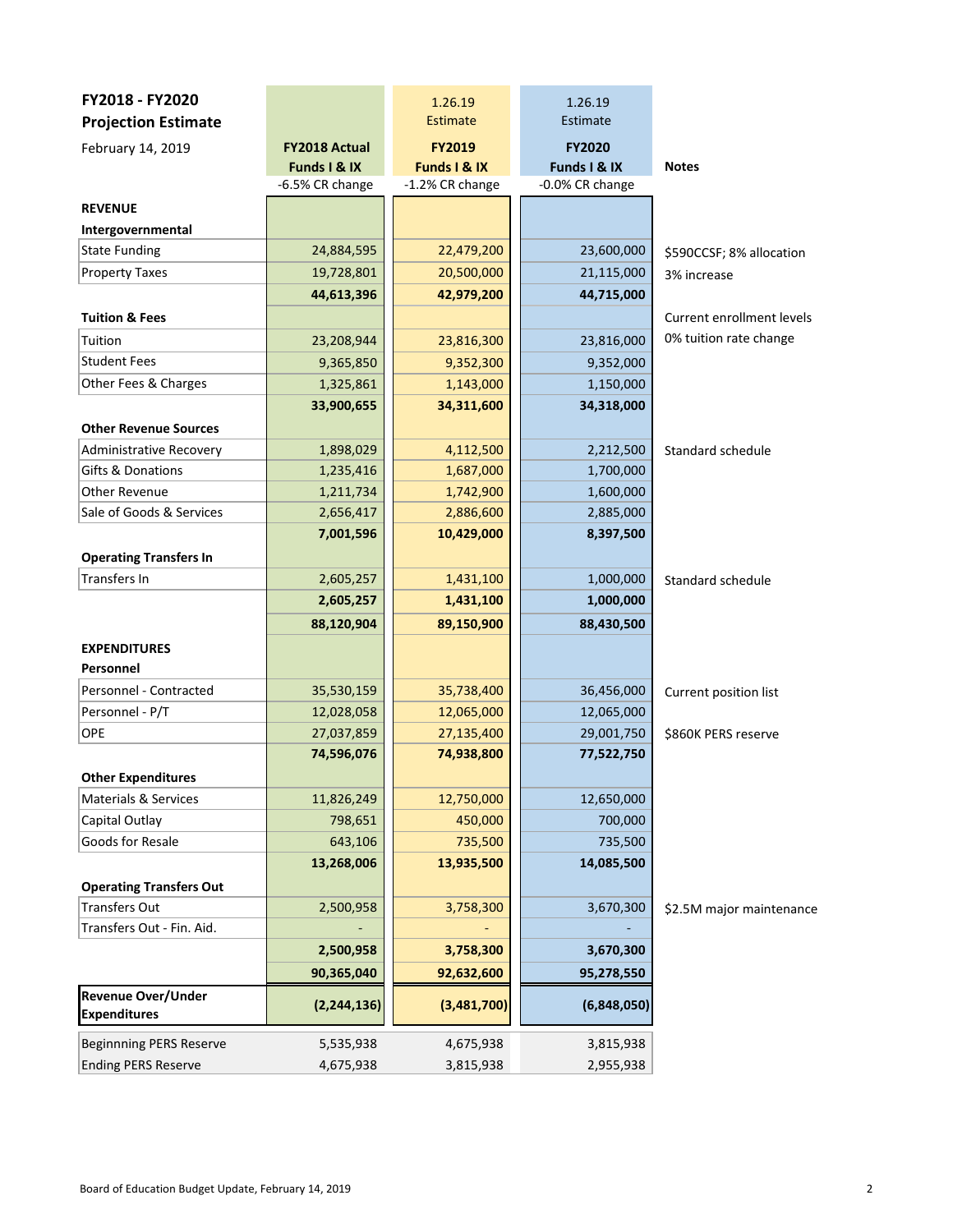## FY2018 - FY2020 Projection Estimate

February 14, 2019

| | FY2018 Actual Funds I & IX | 1.26.19 Estimate FY2019 Funds I & IX | 1.26.19 Estimate FY2020 Funds I & IX | Notes |
|---|---|---|---|---|
| | -6.5% CR change | -1.2% CR change | -0.0% CR change | |
| **REVENUE** | | | | |
| **Intergovernmental** | | | | |
| State Funding | 24,884,595 | 22,479,200 | 23,600,000 | $590CCSF; 8% allocation |
| Property Taxes | 19,728,801 | 20,500,000 | 21,115,000 | 3% increase |
| | **44,613,396** | **42,979,200** | **44,715,000** | |
| **Tuition & Fees** | | | | Current enrollment levels |
| Tuition | 23,208,944 | 23,816,300 | 23,816,000 | 0% tuition rate change |
| Student Fees | 9,365,850 | 9,352,300 | 9,352,000 | |
| Other Fees & Charges | 1,325,861 | 1,143,000 | 1,150,000 | |
| | **33,900,655** | **34,311,600** | **34,318,000** | |
| **Other Revenue Sources** | | | | |
| Administrative Recovery | 1,898,029 | 4,112,500 | 2,212,500 | Standard schedule |
| Gifts & Donations | 1,235,416 | 1,687,000 | 1,700,000 | |
| Other Revenue | 1,211,734 | 1,742,900 | 1,600,000 | |
| Sale of Goods & Services | 2,656,417 | 2,886,600 | 2,885,000 | |
| | **7,001,596** | **10,429,000** | **8,397,500** | |
| **Operating Transfers In** | | | | |
| Transfers In | 2,605,257 | 1,431,100 | 1,000,000 | Standard schedule |
| | **2,605,257** | **1,431,100** | **1,000,000** | |
| | **88,120,904** | **89,150,900** | **88,430,500** | |
| **EXPENDITURES** | | | | |
| **Personnel** | | | | |
| Personnel - Contracted | 35,530,159 | 35,738,400 | 36,456,000 | Current position list |
| Personnel - P/T | 12,028,058 | 12,065,000 | 12,065,000 | |
| OPE | 27,037,859 | 27,135,400 | 29,001,750 | $860K PERS reserve |
| | **74,596,076** | **74,938,800** | **77,522,750** | |
| **Other Expenditures** | | | | |
| Materials & Services | 11,826,249 | 12,750,000 | 12,650,000 | |
| Capital Outlay | 798,651 | 450,000 | 700,000 | |
| Goods for Resale | 643,106 | 735,500 | 735,500 | |
| | **13,268,006** | **13,935,500** | **14,085,500** | |
| **Operating Transfers Out** | | | | |
| Transfers Out | 2,500,958 | 3,758,300 | 3,670,300 | $2.5M major maintenance |
| Transfers Out - Fin. Aid. | - | - | - | |
| | **2,500,958** | **3,758,300** | **3,670,300** | |
| | **90,365,040** | **92,632,600** | **95,278,550** | |
| **Revenue Over/Under Expenditures** | **(2,244,136)** | **(3,481,700)** | **(6,848,050)** | |
| Beginnning PERS Reserve | 5,535,938 | 4,675,938 | 3,815,938 | |
| Ending PERS Reserve | 4,675,938 | 3,815,938 | 2,955,938 | |

Board of Education Budget Update, February 14, 2019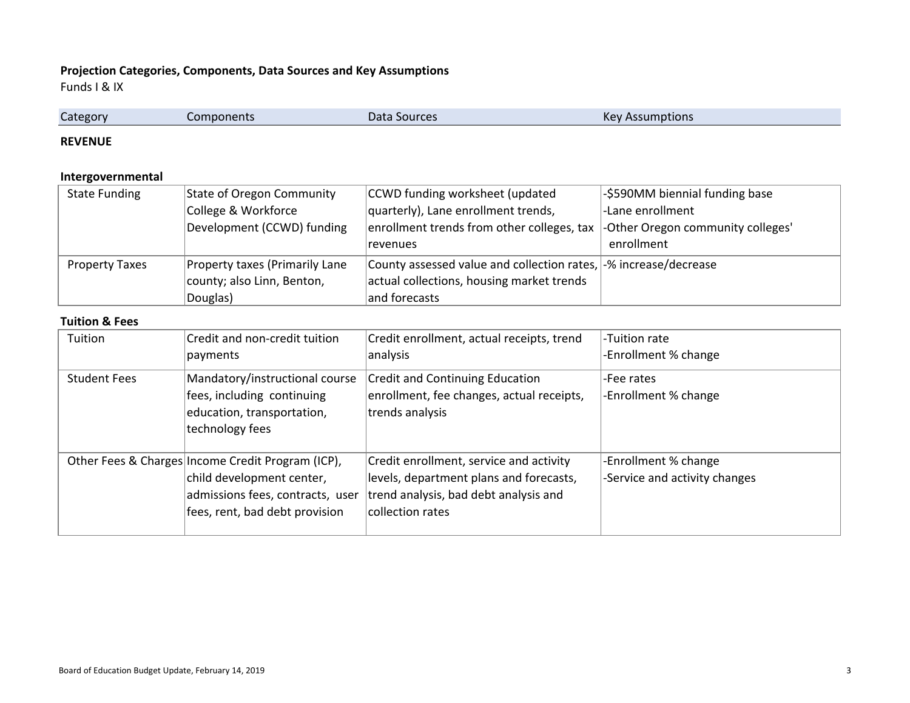**Projection Categories, Components, Data Sources and Key Assumptions**

Funds I & IX

| Category | Components | Data Sources | Key Assumptions |
|---|---|---|---|

**REVENUE**

**Intergovernmental**

| Category | Components | Data Sources | Key Assumptions |
|---|---|---|---|
| State Funding | State of Oregon Community College & Workforce Development (CCWD) funding | CCWD funding worksheet (updated quarterly), Lane enrollment trends, enrollment trends from other colleges, tax revenues | -$590MM biennial funding base<br>-Lane enrollment<br>-Other Oregon community colleges' enrollment |
| Property Taxes | Property taxes (Primarily Lane county; also Linn, Benton, Douglas) | County assessed value and collection rates, actual collections, housing market trends and forecasts | -% increase/decrease |

**Tuition & Fees**

| Category | Components | Data Sources | Key Assumptions |
|---|---|---|---|
| Tuition | Credit and non-credit tuition payments | Credit enrollment, actual receipts, trend analysis | -Tuition rate<br>-Enrollment % change |
| Student Fees | Mandatory/instructional course fees, including continuing education, transportation, technology fees | Credit and Continuing Education enrollment, fee changes, actual receipts, trends analysis | -Fee rates<br>-Enrollment % change |
| Other Fees & Charges | Income Credit Program (ICP), child development center, admissions fees, contracts, user fees, rent, bad debt provision | Credit enrollment, service and activity levels, department plans and forecasts, trend analysis, bad debt analysis and collection rates | -Enrollment % change<br>-Service and activity changes |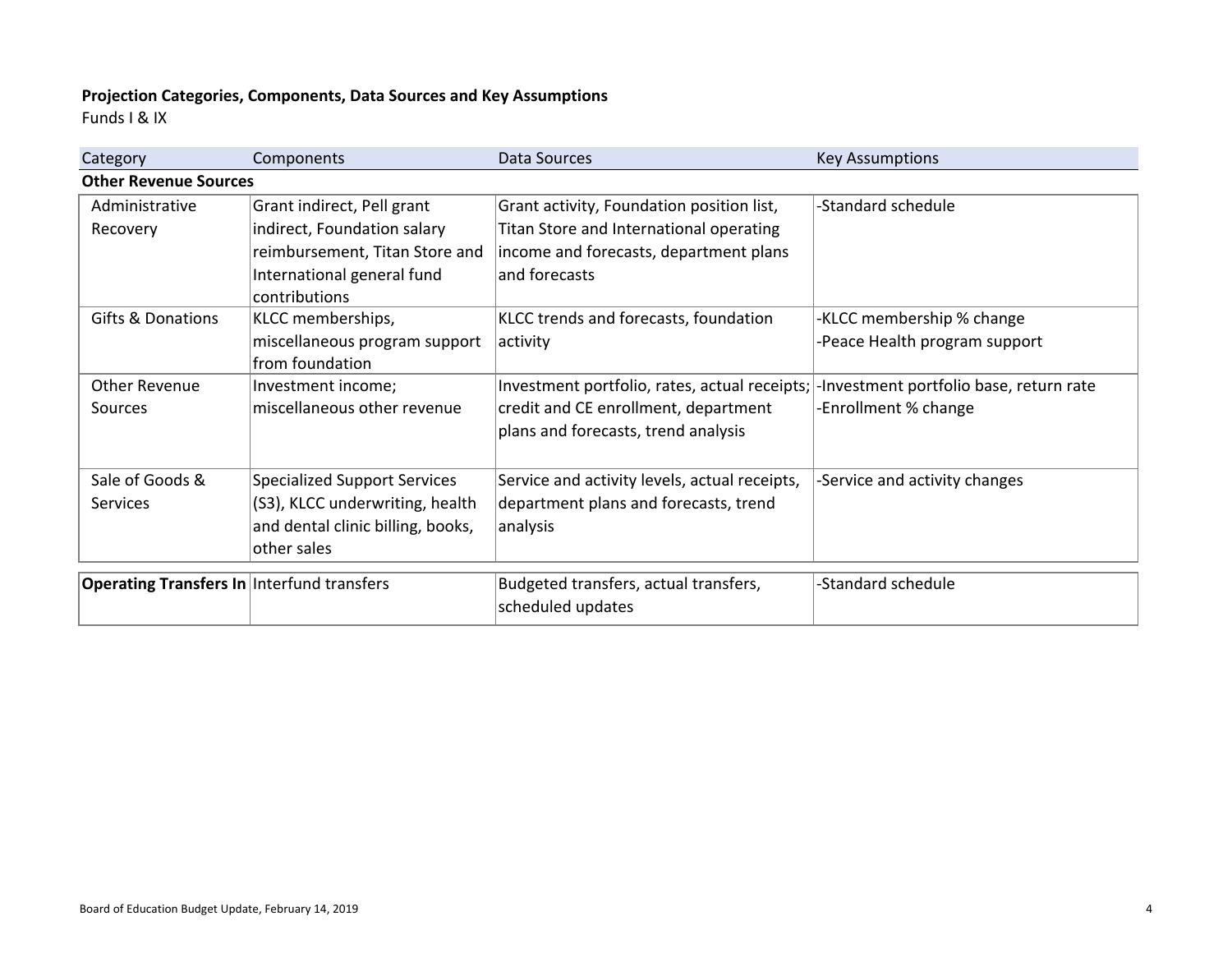**Projection Categories, Components, Data Sources and Key Assumptions**
Funds I & IX

| Category | Components | Data Sources | Key Assumptions |
| --- | --- | --- | --- |
| **Other Revenue Sources** | | | |
| Administrative Recovery | Grant indirect, Pell grant indirect, Foundation salary reimbursement, Titan Store and International general fund contributions | Grant activity, Foundation position list, Titan Store and International operating income and forecasts, department plans and forecasts | -Standard schedule |
| Gifts & Donations | KLCC memberships, miscellaneous program support from foundation | KLCC trends and forecasts, foundation activity | -KLCC membership % change<br>-Peace Health program support |
| Other Revenue Sources | Investment income; miscellaneous other revenue | Investment portfolio, rates, actual receipts; credit and CE enrollment, department plans and forecasts, trend analysis | -Investment portfolio base, return rate<br>-Enrollment % change |
| Sale of Goods & Services | Specialized Support Services (S3), KLCC underwriting, health and dental clinic billing, books, other sales | Service and activity levels, actual receipts, department plans and forecasts, trend analysis | -Service and activity changes |
| **Operating Transfers In** | Interfund transfers | Budgeted transfers, actual transfers, scheduled updates | -Standard schedule |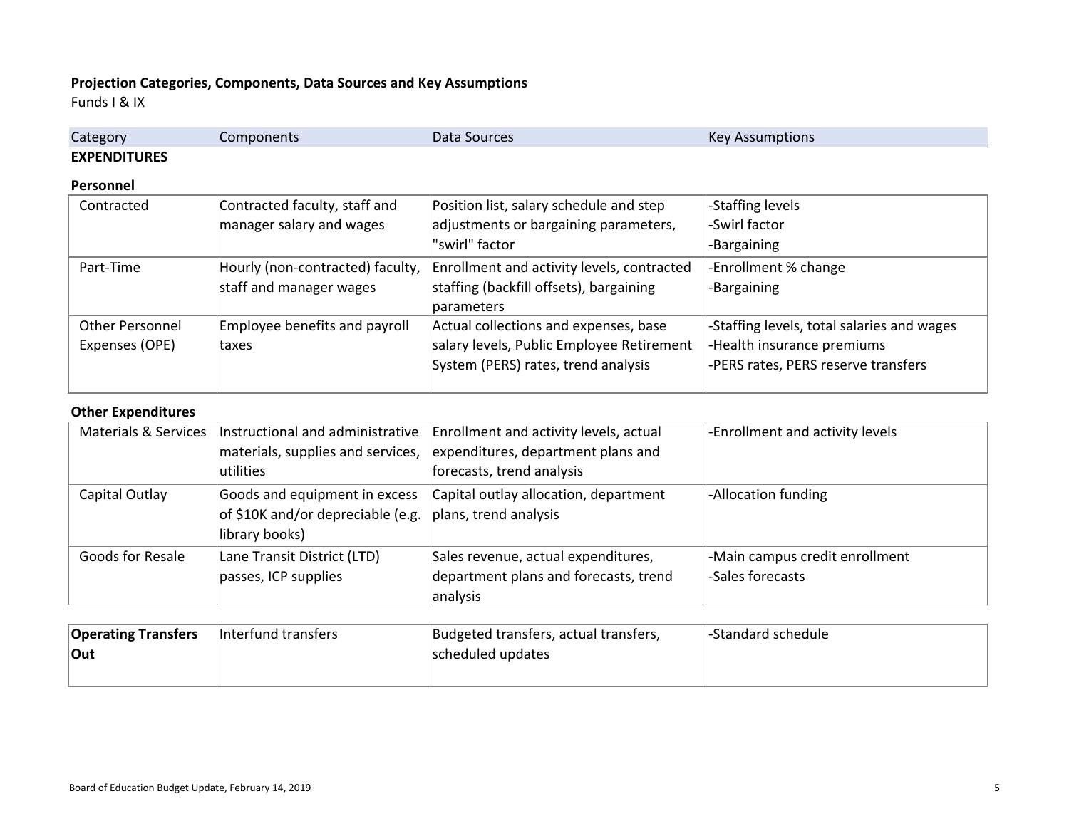**Projection Categories, Components, Data Sources and Key Assumptions**
Funds I & IX

| Category | Components | Data Sources | Key Assumptions |
|---|---|---|---|
| **EXPENDITURES** | | | |
| **Personnel** | | | |
| Contracted | Contracted faculty, staff and manager salary and wages | Position list, salary schedule and step adjustments or bargaining parameters, "swirl" factor | -Staffing levels<br>-Swirl factor<br>-Bargaining |
| Part-Time | Hourly (non-contracted) faculty, staff and manager wages | Enrollment and activity levels, contracted staffing (backfill offsets), bargaining parameters | -Enrollment % change<br>-Bargaining |
| Other Personnel Expenses (OPE) | Employee benefits and payroll taxes | Actual collections and expenses, base salary levels, Public Employee Retirement System (PERS) rates, trend analysis | -Staffing levels, total salaries and wages<br>-Health insurance premiums<br>-PERS rates, PERS reserve transfers |
| **Other Expenditures** | | | |
| Materials & Services | Instructional and administrative materials, supplies and services, utilities | Enrollment and activity levels, actual expenditures, department plans and forecasts, trend analysis | -Enrollment and activity levels |
| Capital Outlay | Goods and equipment in excess of $10K and/or depreciable (e.g. library books) | Capital outlay allocation, department plans, trend analysis | -Allocation funding |
| Goods for Resale | Lane Transit District (LTD) passes, ICP supplies | Sales revenue, actual expenditures, department plans and forecasts, trend analysis | -Main campus credit enrollment<br>-Sales forecasts |
| **Operating Transfers Out** | Interfund transfers | Budgeted transfers, actual transfers, scheduled updates | -Standard schedule |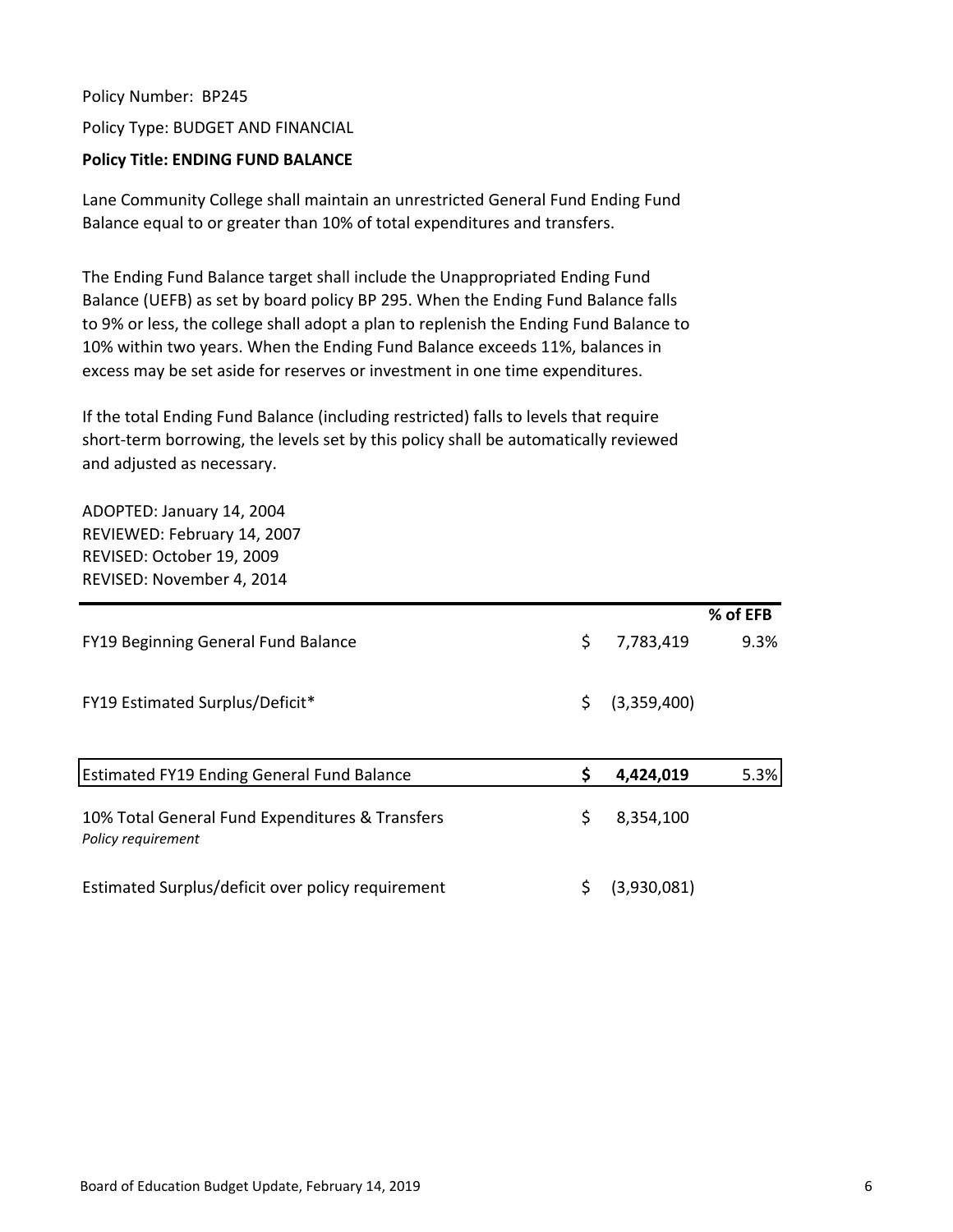Policy Number: BP245

Policy Type: BUDGET AND FINANCIAL

**Policy Title: ENDING FUND BALANCE**

Lane Community College shall maintain an unrestricted General Fund Ending Fund Balance equal to or greater than 10% of total expenditures and transfers.

The Ending Fund Balance target shall include the Unappropriated Ending Fund Balance (UEFB) as set by board policy BP 295. When the Ending Fund Balance falls to 9% or less, the college shall adopt a plan to replenish the Ending Fund Balance to 10% within two years. When the Ending Fund Balance exceeds 11%, balances in excess may be set aside for reserves or investment in one time expenditures.

If the total Ending Fund Balance (including restricted) falls to levels that require short-term borrowing, the levels set by this policy shall be automatically reviewed and adjusted as necessary.

ADOPTED: January 14, 2004
REVIEWED: February 14, 2007
REVISED: October 19, 2009
REVISED: November 4, 2014

| | | **% of EFB** |
|---|---|---|
| FY19 Beginning General Fund Balance | $ 7,783,419 | 9.3% |
| FY19 Estimated Surplus/Deficit* | $ (3,359,400) | |
| **Estimated FY19 Ending General Fund Balance** | **$ 4,424,019** | 5.3% |
| 10% Total General Fund Expenditures & Transfers<br>*Policy requirement* | $ 8,354,100 | |
| Estimated Surplus/deficit over policy requirement | $ (3,930,081) | |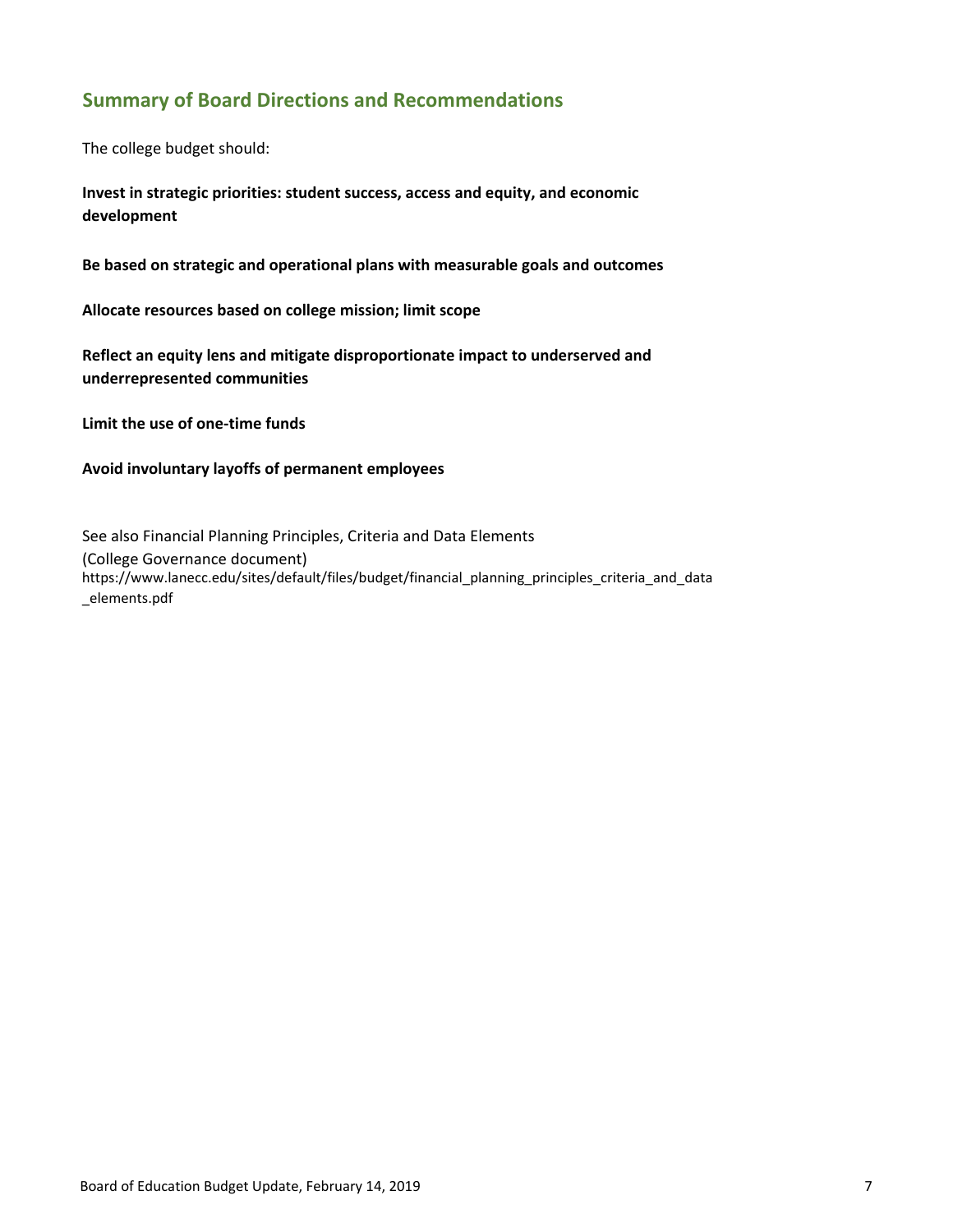## Summary of Board Directions and Recommendations

The college budget should:

**Invest in strategic priorities: student success, access and equity, and economic development**

**Be based on strategic and operational plans with measurable goals and outcomes**

**Allocate resources based on college mission; limit scope**

**Reflect an equity lens and mitigate disproportionate impact to underserved and underrepresented communities**

**Limit the use of one-time funds**

**Avoid involuntary layoffs of permanent employees**

See also Financial Planning Principles, Criteria and Data Elements
(College Governance document)
https://www.lanecc.edu/sites/default/files/budget/financial_planning_principles_criteria_and_data_elements.pdf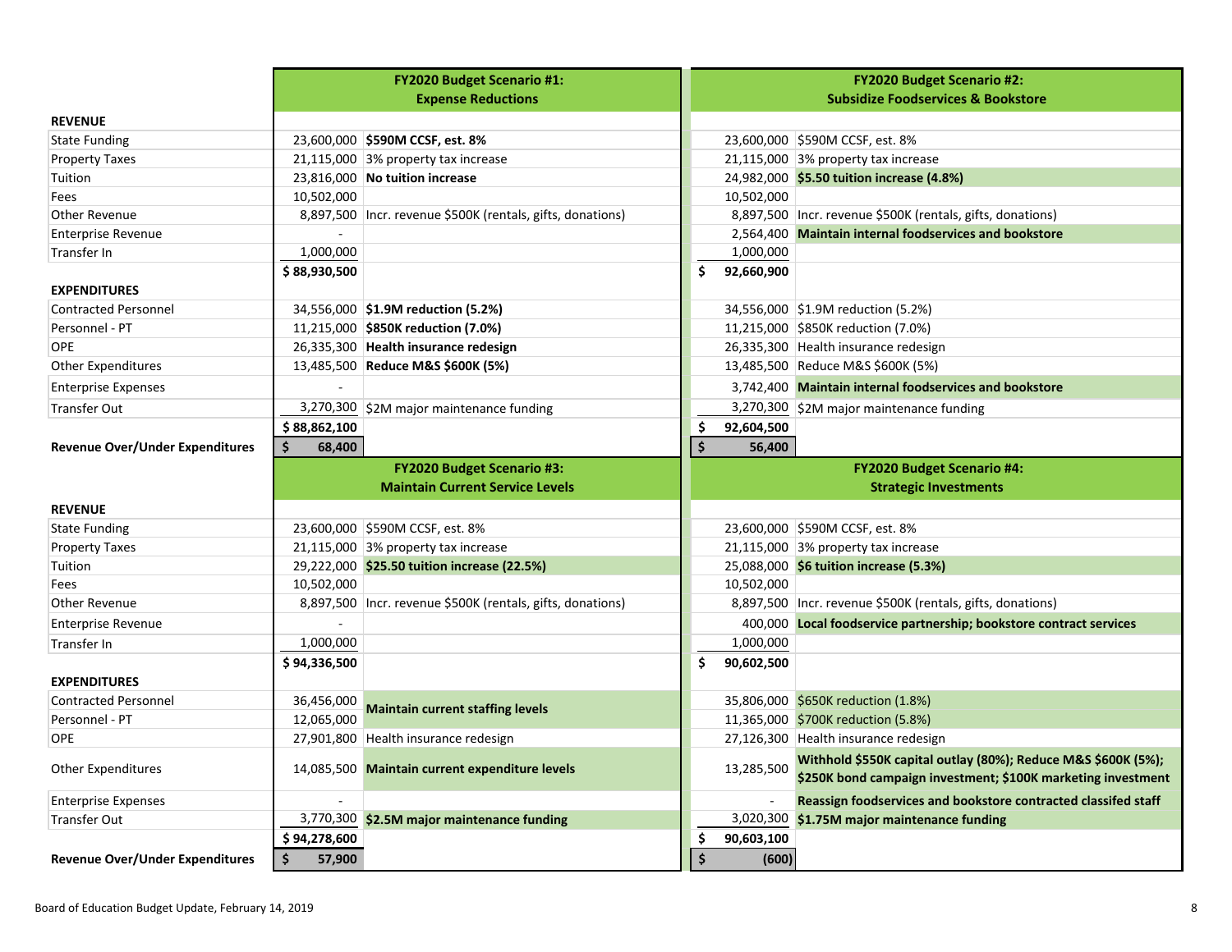| | FY2020 Budget Scenario #1: Expense Reductions | | FY2020 Budget Scenario #2: Subsidize Foodservices & Bookstore | |
|---|---|---|---|---|
| **REVENUE** | | | | |
| State Funding | 23,600,000 | **$590M CCSF, est. 8%** | 23,600,000 | $590M CCSF, est. 8% |
| Property Taxes | 21,115,000 | 3% property tax increase | 21,115,000 | 3% property tax increase |
| Tuition | 23,816,000 | **No tuition increase** | 24,982,000 | **$5.50 tuition increase (4.8%)** |
| Fees | 10,502,000 | | 10,502,000 | |
| Other Revenue | 8,897,500 | Incr. revenue $500K (rentals, gifts, donations) | 8,897,500 | Incr. revenue $500K (rentals, gifts, donations) |
| Enterprise Revenue | - | | 2,564,400 | **Maintain internal foodservices and bookstore** |
| Transfer In | 1,000,000 | | 1,000,000 | |
| | **$ 88,930,500** | | **$ 92,660,900** | |
| **EXPENDITURES** | | | | |
| Contracted Personnel | 34,556,000 | **$1.9M reduction (5.2%)** | 34,556,000 | $1.9M reduction (5.2%) |
| Personnel - PT | 11,215,000 | **$850K reduction (7.0%)** | 11,215,000 | $850K reduction (7.0%) |
| OPE | 26,335,300 | **Health insurance redesign** | 26,335,300 | Health insurance redesign |
| Other Expenditures | 13,485,500 | **Reduce M&S $600K (5%)** | 13,485,500 | Reduce M&S $600K (5%) |
| Enterprise Expenses | - | | 3,742,400 | **Maintain internal foodservices and bookstore** |
| Transfer Out | 3,270,300 | $2M major maintenance funding | 3,270,300 | $2M major maintenance funding |
| | **$ 88,862,100** | | **$ 92,604,500** | |
| **Revenue Over/Under Expenditures** | **$ 68,400** | | **$ 56,400** | |

| | FY2020 Budget Scenario #3: Maintain Current Service Levels | | FY2020 Budget Scenario #4: Strategic Investments | |
|---|---|---|---|---|
| **REVENUE** | | | | |
| State Funding | 23,600,000 | $590M CCSF, est. 8% | 23,600,000 | $590M CCSF, est. 8% |
| Property Taxes | 21,115,000 | 3% property tax increase | 21,115,000 | 3% property tax increase |
| Tuition | 29,222,000 | **$25.50 tuition increase (22.5%)** | 25,088,000 | **$6 tuition increase (5.3%)** |
| Fees | 10,502,000 | | 10,502,000 | |
| Other Revenue | 8,897,500 | Incr. revenue $500K (rentals, gifts, donations) | 8,897,500 | Incr. revenue $500K (rentals, gifts, donations) |
| Enterprise Revenue | - | | 400,000 | **Local foodservice partnership; bookstore contract services** |
| Transfer In | 1,000,000 | | 1,000,000 | |
| | **$ 94,336,500** | | **$ 90,602,500** | |
| **EXPENDITURES** | | | | |
| Contracted Personnel | 36,456,000 | **Maintain current staffing levels** | 35,806,000 | $650K reduction (1.8%) |
| Personnel - PT | 12,065,000 | | 11,365,000 | $700K reduction (5.8%) |
| OPE | 27,901,800 | Health insurance redesign | 27,126,300 | Health insurance redesign |
| Other Expenditures | 14,085,500 | **Maintain current expenditure levels** | 13,285,500 | **Withhold $550K capital outlay (80%); Reduce M&S $600K (5%); $250K bond campaign investment; $100K marketing investment** |
| Enterprise Expenses | - | | - | **Reassign foodservices and bookstore contracted classifed staff** |
| Transfer Out | 3,770,300 | **$2.5M major maintenance funding** | 3,020,300 | **$1.75M major maintenance funding** |
| | **$ 94,278,600** | | **$ 90,603,100** | |
| **Revenue Over/Under Expenditures** | **$ 57,900** | | **$ (600)** | |

Board of Education Budget Update, February 14, 2019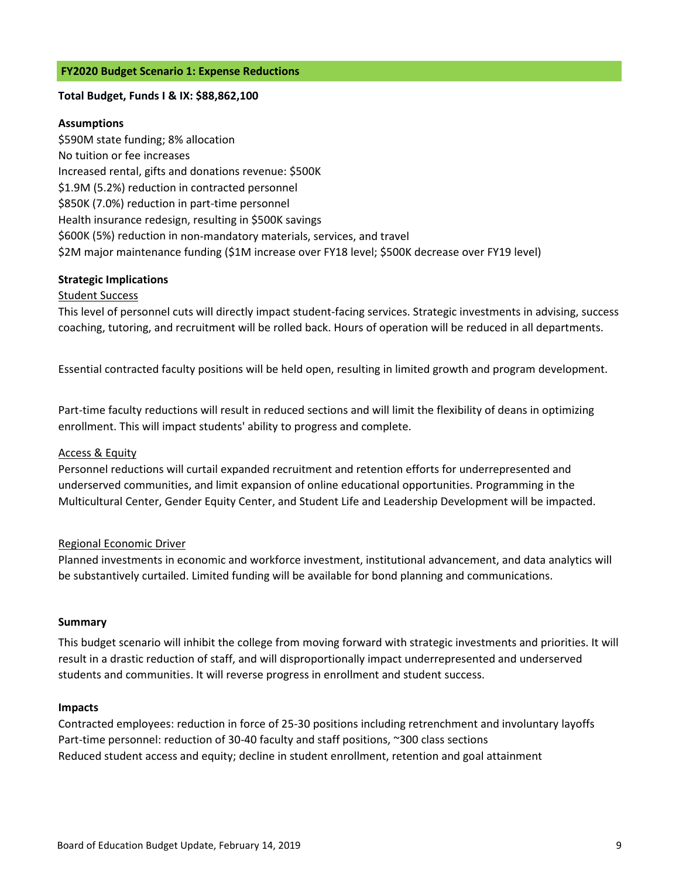## FY2020 Budget Scenario 1: Expense Reductions

**Total Budget, Funds I & IX: $88,862,100**

**Assumptions**

$590M state funding; 8% allocation
No tuition or fee increases
Increased rental, gifts and donations revenue: $500K
$1.9M (5.2%) reduction in contracted personnel
$850K (7.0%) reduction in part-time personnel
Health insurance redesign, resulting in $500K savings
$600K (5%) reduction in non-mandatory materials, services, and travel
$2M major maintenance funding ($1M increase over FY18 level; $500K decrease over FY19 level)

**Strategic Implications**

Student Success

This level of personnel cuts will directly impact student-facing services. Strategic investments in advising, success coaching, tutoring, and recruitment will be rolled back. Hours of operation will be reduced in all departments.

Essential contracted faculty positions will be held open, resulting in limited growth and program development.

Part-time faculty reductions will result in reduced sections and will limit the flexibility of deans in optimizing enrollment. This will impact students' ability to progress and complete.

Access & Equity

Personnel reductions will curtail expanded recruitment and retention efforts for underrepresented and underserved communities, and limit expansion of online educational opportunities. Programming in the Multicultural Center, Gender Equity Center, and Student Life and Leadership Development will be impacted.

Regional Economic Driver

Planned investments in economic and workforce investment, institutional advancement, and data analytics will be substantively curtailed. Limited funding will be available for bond planning and communications.

**Summary**

This budget scenario will inhibit the college from moving forward with strategic investments and priorities. It will result in a drastic reduction of staff, and will disproportionally impact underrepresented and underserved students and communities. It will reverse progress in enrollment and student success.

**Impacts**

Contracted employees: reduction in force of 25-30 positions including retrenchment and involuntary layoffs
Part-time personnel: reduction of 30-40 faculty and staff positions, ~300 class sections
Reduced student access and equity; decline in student enrollment, retention and goal attainment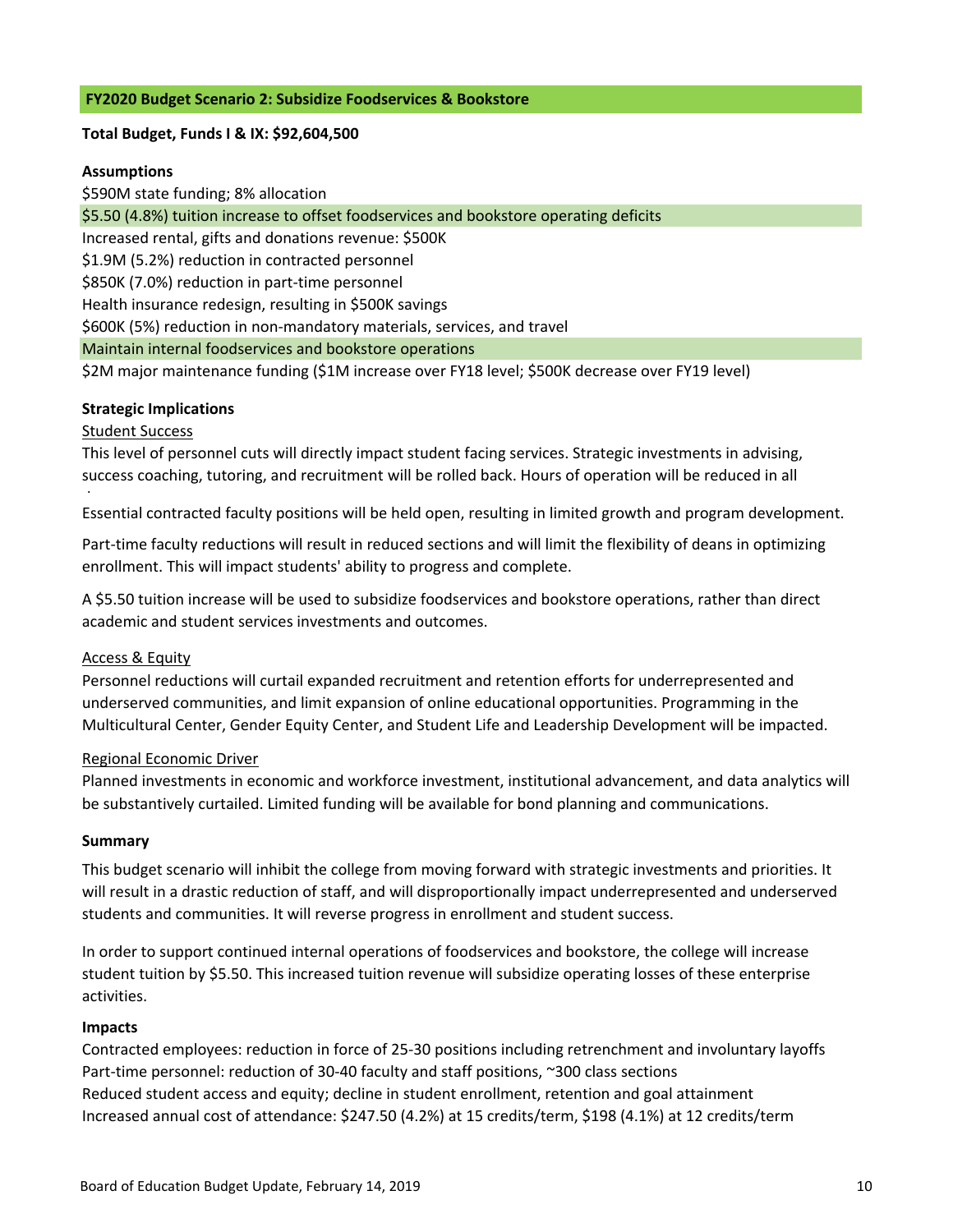## FY2020 Budget Scenario 2: Subsidize Foodservices & Bookstore

**Total Budget, Funds I & IX: $92,604,500**

**Assumptions**

$590M state funding; 8% allocation
$5.50 (4.8%) tuition increase to offset foodservices and bookstore operating deficits
Increased rental, gifts and donations revenue: $500K
$1.9M (5.2%) reduction in contracted personnel
$850K (7.0%) reduction in part-time personnel
Health insurance redesign, resulting in $500K savings
$600K (5%) reduction in non-mandatory materials, services, and travel
Maintain internal foodservices and bookstore operations
$2M major maintenance funding ($1M increase over FY18 level; $500K decrease over FY19 level)

**Strategic Implications**

Student Success

This level of personnel cuts will directly impact student facing services. Strategic investments in advising, success coaching, tutoring, and recruitment will be rolled back. Hours of operation will be reduced in all

Essential contracted faculty positions will be held open, resulting in limited growth and program development.

Part-time faculty reductions will result in reduced sections and will limit the flexibility of deans in optimizing enrollment. This will impact students' ability to progress and complete.

A $5.50 tuition increase will be used to subsidize foodservices and bookstore operations, rather than direct academic and student services investments and outcomes.

Access & Equity

Personnel reductions will curtail expanded recruitment and retention efforts for underrepresented and underserved communities, and limit expansion of online educational opportunities. Programming in the Multicultural Center, Gender Equity Center, and Student Life and Leadership Development will be impacted.

Regional Economic Driver

Planned investments in economic and workforce investment, institutional advancement, and data analytics will be substantively curtailed. Limited funding will be available for bond planning and communications.

**Summary**

This budget scenario will inhibit the college from moving forward with strategic investments and priorities. It will result in a drastic reduction of staff, and will disproportionally impact underrepresented and underserved students and communities. It will reverse progress in enrollment and student success.

In order to support continued internal operations of foodservices and bookstore, the college will increase student tuition by $5.50. This increased tuition revenue will subsidize operating losses of these enterprise activities.

**Impacts**

Contracted employees: reduction in force of 25-30 positions including retrenchment and involuntary layoffs
Part-time personnel: reduction of 30-40 faculty and staff positions, ~300 class sections
Reduced student access and equity; decline in student enrollment, retention and goal attainment
Increased annual cost of attendance: $247.50 (4.2%) at 15 credits/term, $198 (4.1%) at 12 credits/term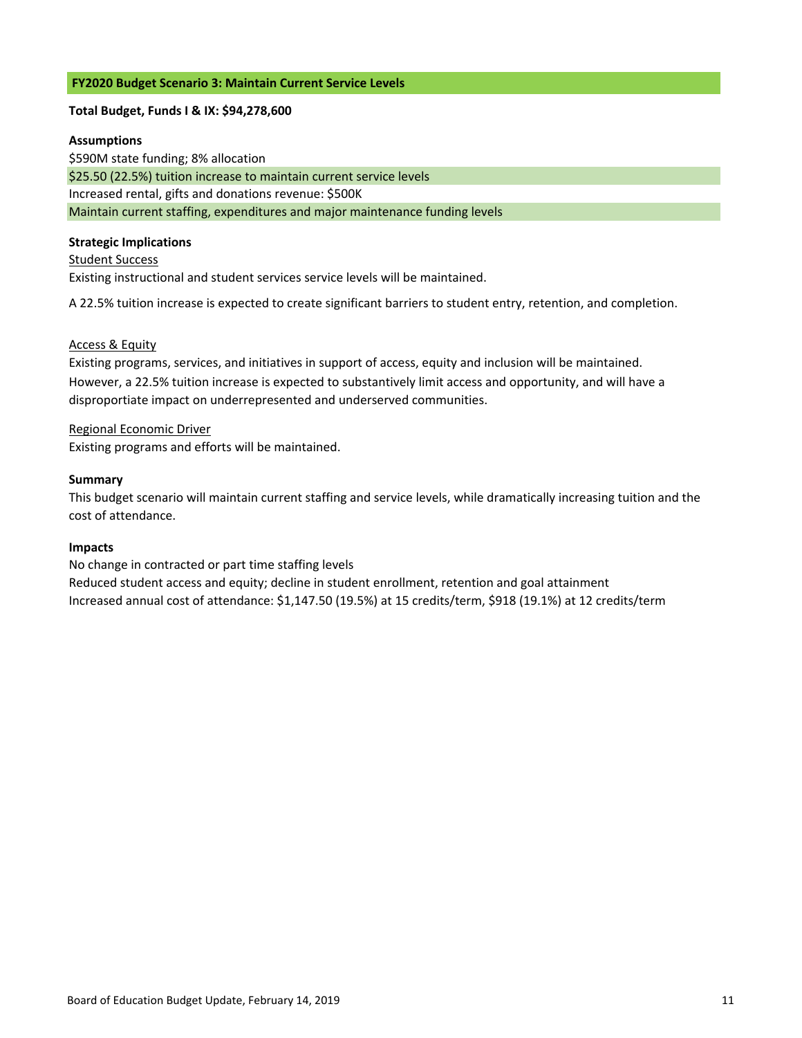## FY2020 Budget Scenario 3: Maintain Current Service Levels

**Total Budget, Funds I & IX: $94,278,600**

**Assumptions**

$590M state funding; 8% allocation
$25.50 (22.5%) tuition increase to maintain current service levels
Increased rental, gifts and donations revenue: $500K
Maintain current staffing, expenditures and major maintenance funding levels

**Strategic Implications**

Student Success

Existing instructional and student services service levels will be maintained.

A 22.5% tuition increase is expected to create significant barriers to student entry, retention, and completion.

Access & Equity

Existing programs, services, and initiatives in support of access, equity and inclusion will be maintained. However, a 22.5% tuition increase is expected to substantively limit access and opportunity, and will have a disproportiate impact on underrepresented and underserved communities.

Regional Economic Driver

Existing programs and efforts will be maintained.

**Summary**

This budget scenario will maintain current staffing and service levels, while dramatically increasing tuition and the cost of attendance.

**Impacts**

No change in contracted or part time staffing levels
Reduced student access and equity; decline in student enrollment, retention and goal attainment
Increased annual cost of attendance: $1,147.50 (19.5%) at 15 credits/term, $918 (19.1%) at 12 credits/term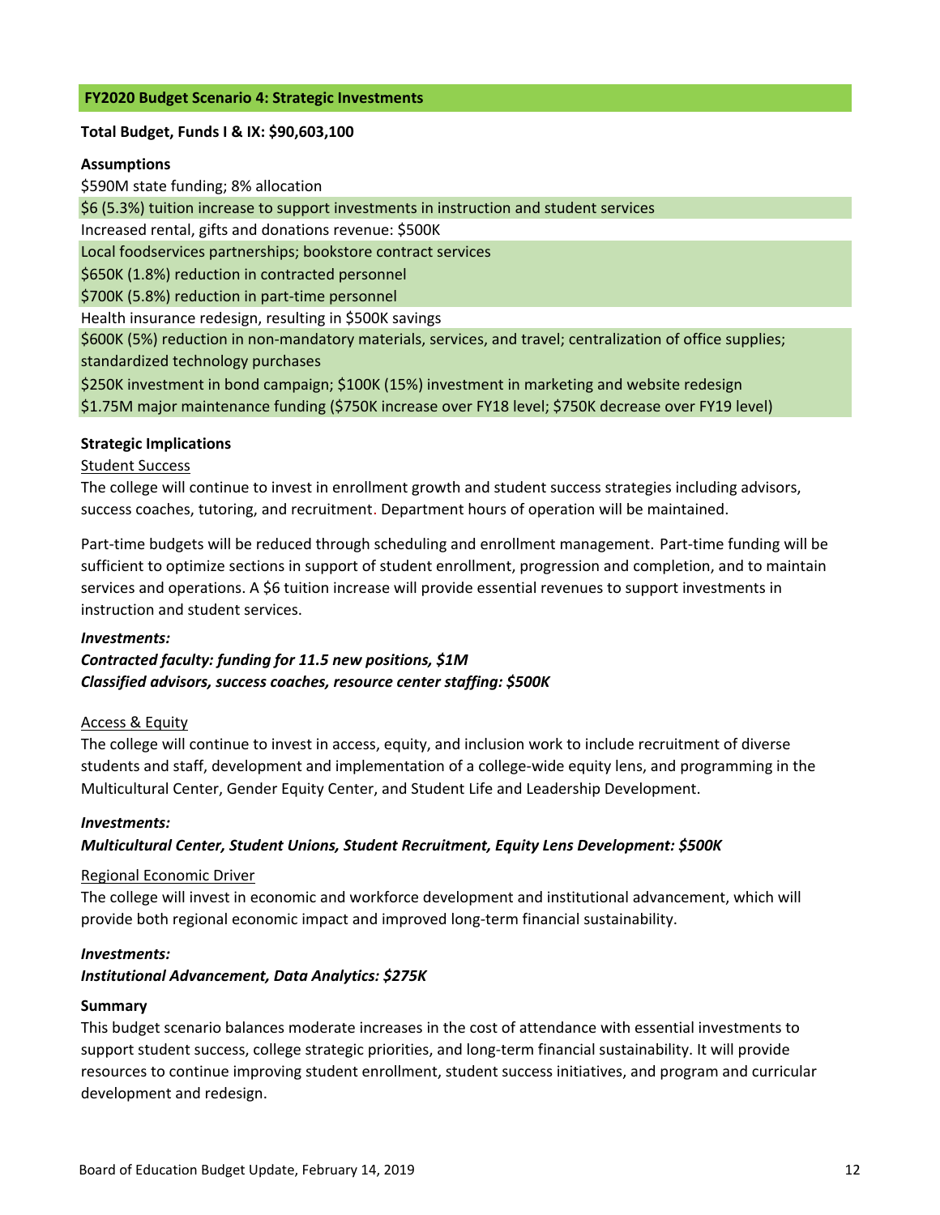## FY2020 Budget Scenario 4: Strategic Investments

**Total Budget, Funds I & IX: $90,603,100**

**Assumptions**

$590M state funding; 8% allocation
$6 (5.3%) tuition increase to support investments in instruction and student services
Increased rental, gifts and donations revenue: $500K
Local foodservices partnerships; bookstore contract services
$650K (1.8%) reduction in contracted personnel
$700K (5.8%) reduction in part-time personnel
Health insurance redesign, resulting in $500K savings
$600K (5%) reduction in non-mandatory materials, services, and travel; centralization of office supplies; standardized technology purchases
$250K investment in bond campaign; $100K (15%) investment in marketing and website redesign
$1.75M major maintenance funding ($750K increase over FY18 level; $750K decrease over FY19 level)

**Strategic Implications**

Student Success

The college will continue to invest in enrollment growth and student success strategies including advisors, success coaches, tutoring, and recruitment. Department hours of operation will be maintained.

Part-time budgets will be reduced through scheduling and enrollment management. Part-time funding will be sufficient to optimize sections in support of student enrollment, progression and completion, and to maintain services and operations. A $6 tuition increase will provide essential revenues to support investments in instruction and student services.

***Investments:***
***Contracted faculty: funding for 11.5 new positions, $1M***
***Classified advisors, success coaches, resource center staffing: $500K***

Access & Equity

The college will continue to invest in access, equity, and inclusion work to include recruitment of diverse students and staff, development and implementation of a college-wide equity lens, and programming in the Multicultural Center, Gender Equity Center, and Student Life and Leadership Development.

***Investments:***
***Multicultural Center, Student Unions, Student Recruitment, Equity Lens Development: $500K***

Regional Economic Driver

The college will invest in economic and workforce development and institutional advancement, which will provide both regional economic impact and improved long-term financial sustainability.

***Investments:***
***Institutional Advancement, Data Analytics: $275K***

**Summary**

This budget scenario balances moderate increases in the cost of attendance with essential investments to support student success, college strategic priorities, and long-term financial sustainability. It will provide resources to continue improving student enrollment, student success initiatives, and program and curricular development and redesign.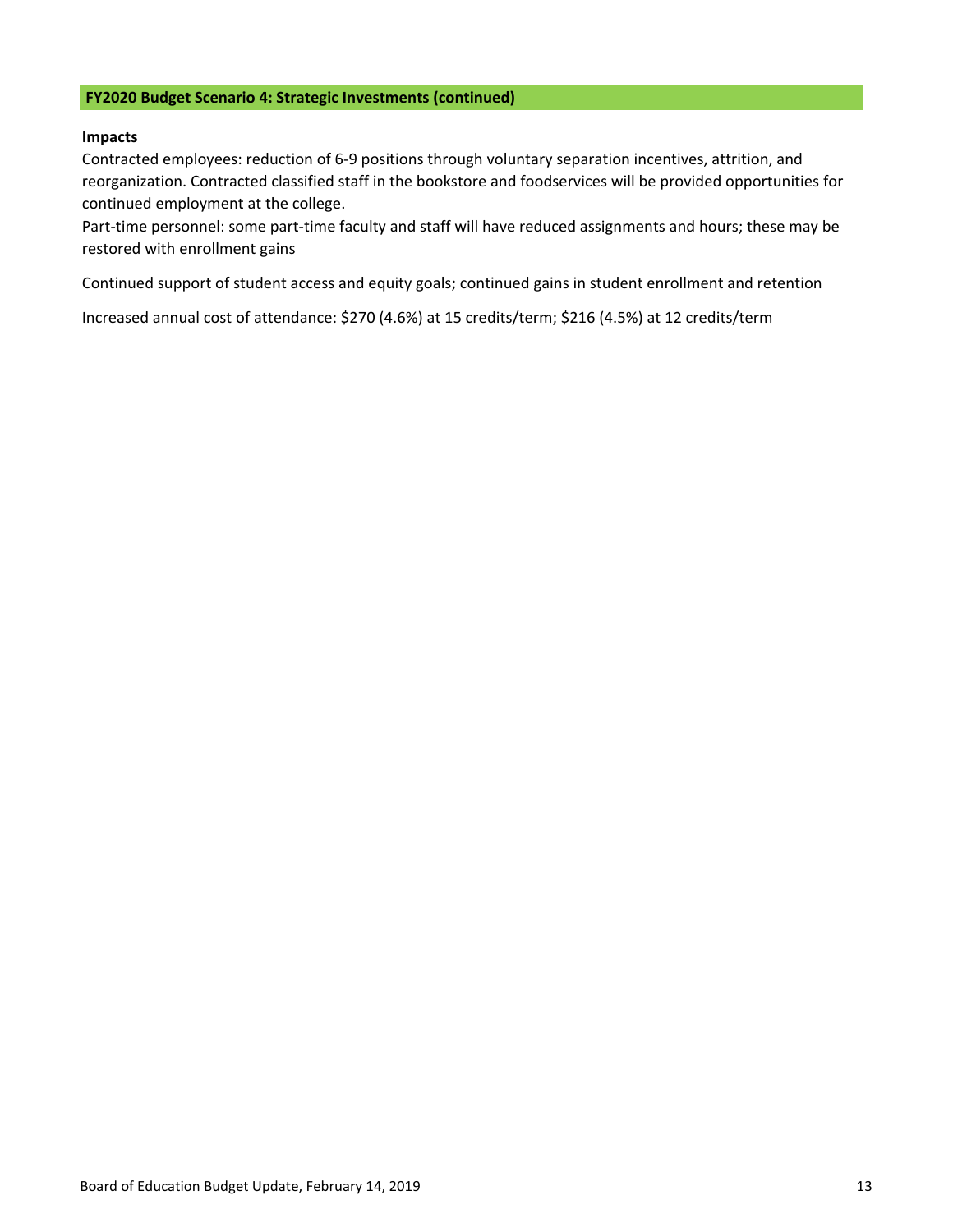## FY2020 Budget Scenario 4: Strategic Investments (continued)

**Impacts**

Contracted employees: reduction of 6-9 positions through voluntary separation incentives, attrition, and reorganization. Contracted classified staff in the bookstore and foodservices will be provided opportunities for continued employment at the college.

Part-time personnel: some part-time faculty and staff will have reduced assignments and hours; these may be restored with enrollment gains

Continued support of student access and equity goals; continued gains in student enrollment and retention

Increased annual cost of attendance: $270 (4.6%) at 15 credits/term; $216 (4.5%) at 12 credits/term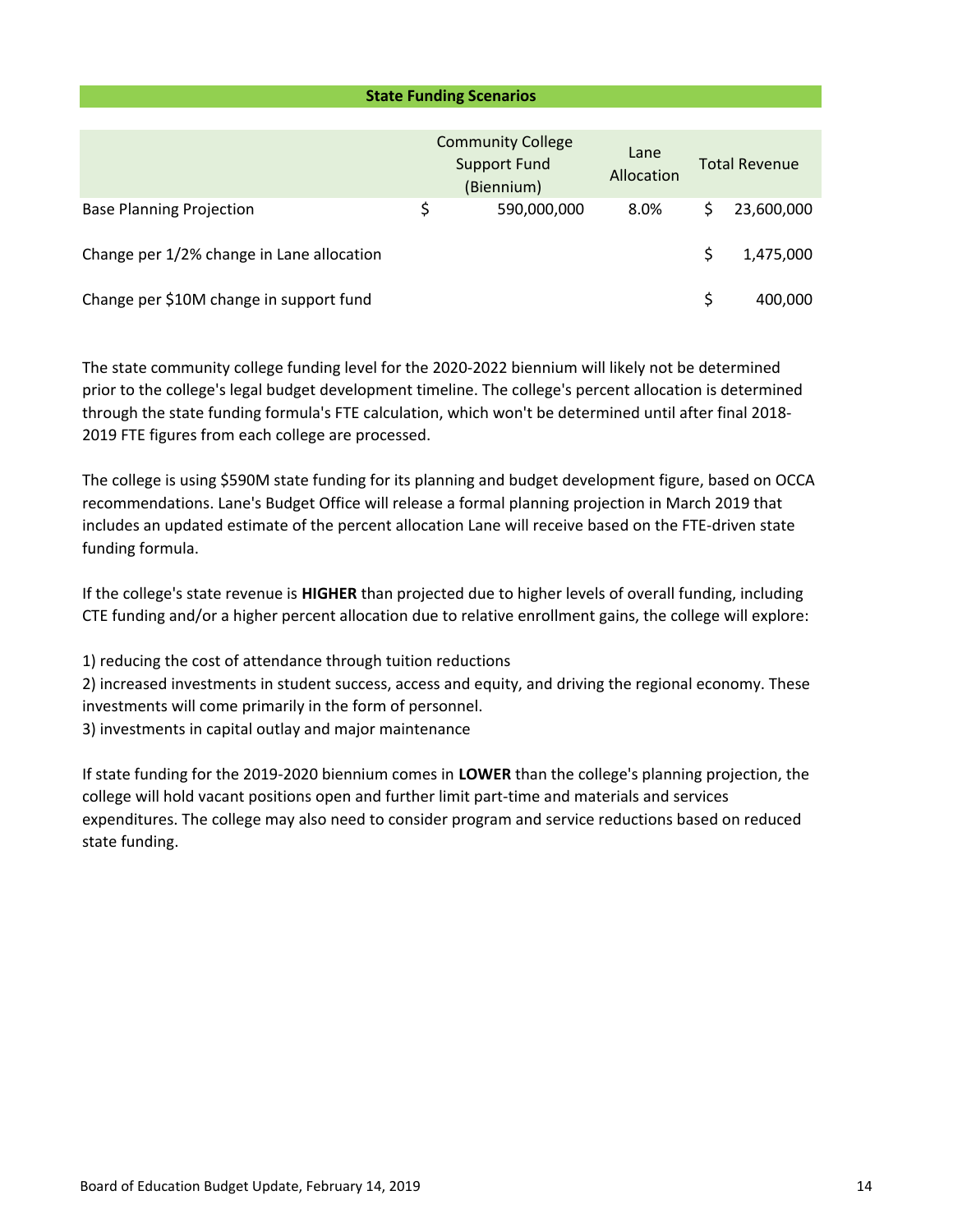## State Funding Scenarios

| | Community College Support Fund (Biennium) | Lane Allocation | Total Revenue |
|---|---|---|---|
| Base Planning Projection | $ 590,000,000 | 8.0% | $ 23,600,000 |
| Change per 1/2% change in Lane allocation | | | $ 1,475,000 |
| Change per $10M change in support fund | | | $ 400,000 |

The state community college funding level for the 2020-2022 biennium will likely not be determined prior to the college's legal budget development timeline. The college's percent allocation is determined through the state funding formula's FTE calculation, which won't be determined until after final 2018-2019 FTE figures from each college are processed.

The college is using $590M state funding for its planning and budget development figure, based on OCCA recommendations. Lane's Budget Office will release a formal planning projection in March 2019 that includes an updated estimate of the percent allocation Lane will receive based on the FTE-driven state funding formula.

If the college's state revenue is **HIGHER** than projected due to higher levels of overall funding, including CTE funding and/or a higher percent allocation due to relative enrollment gains, the college will explore:

1) reducing the cost of attendance through tuition reductions
2) increased investments in student success, access and equity, and driving the regional economy. These investments will come primarily in the form of personnel.
3) investments in capital outlay and major maintenance

If state funding for the 2019-2020 biennium comes in **LOWER** than the college's planning projection, the college will hold vacant positions open and further limit part-time and materials and services expenditures. The college may also need to consider program and service reductions based on reduced state funding.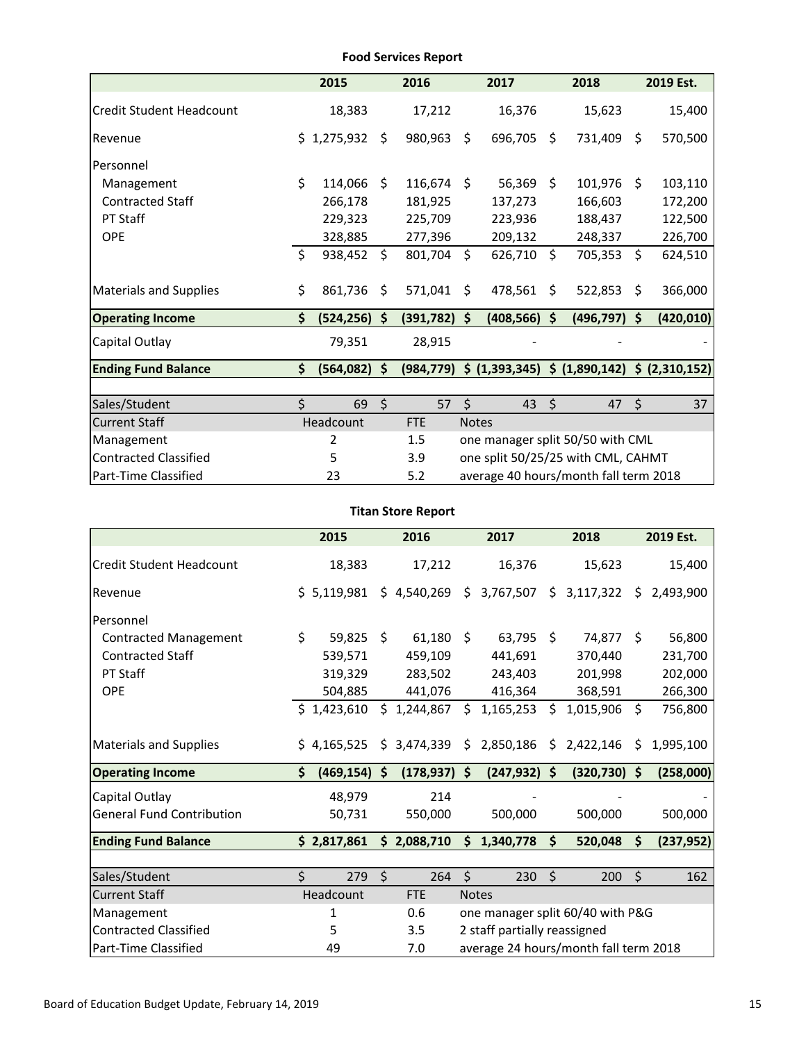## Food Services Report

| | 2015 | 2016 | 2017 | 2018 | 2019 Est. |
|---|---|---|---|---|---|
| Credit Student Headcount | 18,383 | 17,212 | 16,376 | 15,623 | 15,400 |
| Revenue | $ 1,275,932 | $ 980,963 | $ 696,705 | $ 731,409 | $ 570,500 |
| Personnel | | | | | |
| Management | $ 114,066 | $ 116,674 | $ 56,369 | $ 101,976 | $ 103,110 |
| Contracted Staff | 266,178 | 181,925 | 137,273 | 166,603 | 172,200 |
| PT Staff | 229,323 | 225,709 | 223,936 | 188,437 | 122,500 |
| OPE | 328,885 | 277,396 | 209,132 | 248,337 | 226,700 |
| | $ 938,452 | $ 801,704 | $ 626,710 | $ 705,353 | $ 624,510 |
| Materials and Supplies | $ 861,736 | $ 571,041 | $ 478,561 | $ 522,853 | $ 366,000 |
| **Operating Income** | **$ (524,256)** | **$ (391,782)** | **$ (408,566)** | **$ (496,797)** | **$ (420,010)** |
| Capital Outlay | 79,351 | 28,915 | - | - | - |
| **Ending Fund Balance** | **$ (564,082)** | **$ (984,779)** | **$ (1,393,345)** | **$ (1,890,142)** | **$ (2,310,152)** |
| Sales/Student | $ 69 | $ 57 | $ 43 | $ 47 | $ 37 |

| Current Staff | Headcount | FTE | Notes |
|---|---|---|---|
| Management | 2 | 1.5 | one manager split 50/50 with CML |
| Contracted Classified | 5 | 3.9 | one split 50/25/25 with CML, CAHMT |
| Part-Time Classified | 23 | 5.2 | average 40 hours/month fall term 2018 |

## Titan Store Report

| | 2015 | 2016 | 2017 | 2018 | 2019 Est. |
|---|---|---|---|---|---|
| Credit Student Headcount | 18,383 | 17,212 | 16,376 | 15,623 | 15,400 |
| Revenue | $ 5,119,981 | $ 4,540,269 | $ 3,767,507 | $ 3,117,322 | $ 2,493,900 |
| Personnel | | | | | |
| Contracted Management | $ 59,825 | $ 61,180 | $ 63,795 | $ 74,877 | $ 56,800 |
| Contracted Staff | 539,571 | 459,109 | 441,691 | 370,440 | 231,700 |
| PT Staff | 319,329 | 283,502 | 243,403 | 201,998 | 202,000 |
| OPE | 504,885 | 441,076 | 416,364 | 368,591 | 266,300 |
| | $ 1,423,610 | $ 1,244,867 | $ 1,165,253 | $ 1,015,906 | $ 756,800 |
| Materials and Supplies | $ 4,165,525 | $ 3,474,339 | $ 2,850,186 | $ 2,422,146 | $ 1,995,100 |
| **Operating Income** | **$ (469,154)** | **$ (178,937)** | **$ (247,932)** | **$ (320,730)** | **$ (258,000)** |
| Capital Outlay | 48,979 | 214 | - | - | - |
| General Fund Contribution | 50,731 | 550,000 | 500,000 | 500,000 | 500,000 |
| **Ending Fund Balance** | **$ 2,817,861** | **$ 2,088,710** | **$ 1,340,778** | **$ 520,048** | **$ (237,952)** |
| Sales/Student | $ 279 | $ 264 | $ 230 | $ 200 | $ 162 |

| Current Staff | Headcount | FTE | Notes |
|---|---|---|---|
| Management | 1 | 0.6 | one manager split 60/40 with P&G |
| Contracted Classified | 5 | 3.5 | 2 staff partially reassigned |
| Part-Time Classified | 49 | 7.0 | average 24 hours/month fall term 2018 |